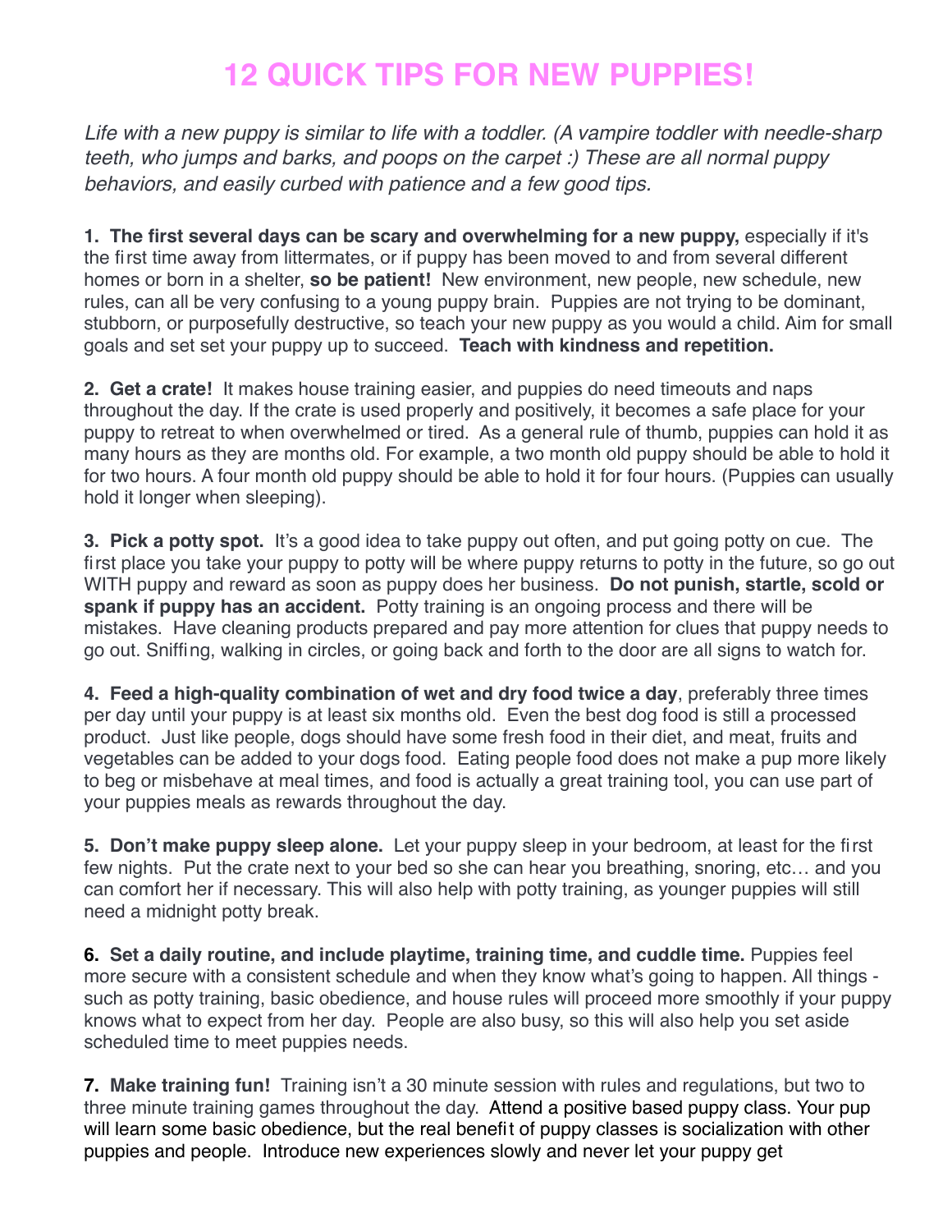# 12 QUICK TIPS FOR NEW PUPPIES!

*Life with a new puppy is similar to life with a toddler. (A vampire toddler with needle-sharp teeth, who jumps and barks, and poops on the carpet :) These are all normal puppy behaviors, and easily curbed with patience and a few good tips.*

**1. The first several days can be scary and overwhelming for a new puppy,** especially if it's the first time away from littermates, or if puppy has been moved to and from several different homes or born in a shelter, **so be patient!** New environment, new people, new schedule, new rules, can all be very confusing to a young puppy brain. Puppies are not trying to be dominant, stubborn, or purposefully destructive, so teach your new puppy as you would a child. Aim for small goals and set set your puppy up to succeed. **Teach with kindness and repetition.**

**2. Get a crate!** It makes house training easier, and puppies do need timeouts and naps throughout the day. If the crate is used properly and positively, it becomes a safe place for your puppy to retreat to when overwhelmed or tired. As a general rule of thumb, puppies can hold it as many hours as they are months old. For example, a two month old puppy should be able to hold it for two hours. A four month old puppy should be able to hold it for four hours. (Puppies can usually hold it longer when sleeping).

**3. Pick a potty spot.** It's a good idea to take puppy out often, and put going potty on cue. The first place you take your puppy to potty will be where puppy returns to potty in the future, so go out WITH puppy and reward as soon as puppy does her business. **Do not punish, startle, scold or spank if puppy has an accident.** Potty training is an ongoing process and there will be mistakes. Have cleaning products prepared and pay more attention for clues that puppy needs to go out. Sniffing, walking in circles, or going back and forth to the door are all signs to watch for.

**4. Feed a high-quality combination of wet and dry food twice a day**, preferably three times per day until your puppy is at least six months old. Even the best dog food is still a processed product. Just like people, dogs should have some fresh food in their diet, and meat, fruits and vegetables can be added to your dogs food. Eating people food does not make a pup more likely to beg or misbehave at meal times, and food is actually a great training tool, you can use part of your puppies meals as rewards throughout the day.

**5. Don't make puppy sleep alone.** Let your puppy sleep in your bedroom, at least for the first few nights. Put the crate next to your bed so she can hear you breathing, snoring, etc… and you can comfort her if necessary. This will also help with potty training, as younger puppies will still need a midnight potty break.

**6. Set a daily routine, and include playtime, training time, and cuddle time.** Puppies feel more secure with a consistent schedule and when they know what's going to happen. All things - such as potty training, basic obedience, and house rules will proceed more smoothly if your puppy knows what to expect from her day. People are also busy, so this will also help you set aside scheduled time to meet puppies needs.

**7. Make training fun!** Training isn't a 30 minute session with rules and regulations, but two to three minute training games throughout the day. Attend a positive based puppy class. Your pup will learn some basic obedience, but the real benefit of puppy classes is socialization with other puppies and people. Introduce new experiences slowly and never let your puppy get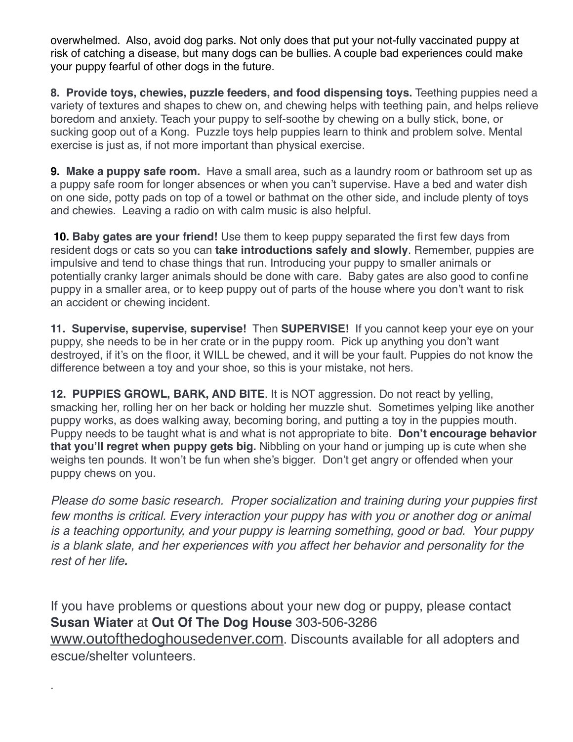overwhelmed. Also, avoid dog parks. Not only does that put your not-fully vaccinated puppy at risk of catching a disease, but many dogs can be bullies. A couple bad experiences could make your puppy fearful of other dogs in the future.

**8. Provide toys, chewies, puzzle feeders, and food dispensing toys.** Teething puppies need a variety of textures and shapes to chew on, and chewing helps with teething pain, and helps relieve boredom and anxiety. Teach your puppy to self-soothe by chewing on a bully stick, bone, or sucking goop out of a Kong. Puzzle toys help puppies learn to think and problem solve. Mental exercise is just as, if not more important than physical exercise.

**9. Make a puppy safe room.** Have a small area, such as a laundry room or bathroom set up as a puppy safe room for longer absences or when you can't supervise. Have a bed and water dish on one side, potty pads on top of a towel or bathmat on the other side, and include plenty of toys and chewies. Leaving a radio on with calm music is also helpful.

**10. Baby gates are your friend!** Use them to keep puppy separated the first few days from resident dogs or cats so you can **take introductions safely and slowly**. Remember, puppies are impulsive and tend to chase things that run. Introducing your puppy to smaller animals or potentially cranky larger animals should be done with care. Baby gates are also good to confine puppy in a smaller area, or to keep puppy out of parts of the house where you don't want to risk an accident or chewing incident.

**11. Supervise, supervise, supervise!** Then **SUPERVISE!** If you cannot keep your eye on your puppy, she needs to be in her crate or in the puppy room. Pick up anything you don't want destroyed, if it's on the floor, it WILL be chewed, and it will be your fault. Puppies do not know the difference between a toy and your shoe, so this is your mistake, not hers.

**12. PUPPIES GROWL, BARK, AND BITE**. It is NOT aggression. Do not react by yelling, smacking her, rolling her on her back or holding her muzzle shut. Sometimes yelping like another puppy works, as does walking away, becoming boring, and putting a toy in the puppies mouth. Puppy needs to be taught what is and what is not appropriate to bite. **Don't encourage behavior that you'll regret when puppy gets big.** Nibbling on your hand or jumping up is cute when she weighs ten pounds. It won't be fun when she's bigger. Don't get angry or offended when your puppy chews on you.

*Please do some basic research. Proper socialization and training during your puppies first few months is critical. Every interaction your puppy has with you or another dog or animal is a teaching opportunity, and your puppy is learning something, good or bad. Your puppy is a blank slate, and her experiences with you affect her behavior and personality for the rest of her life.*

If you have problems or questions about your new dog or puppy, please contact **Susan Wiater** at **Out Of The Dog House** 303-506-3286 www.outofthedoghousedenver.com. Discounts available for all adopters and escue/shelter volunteers.

.